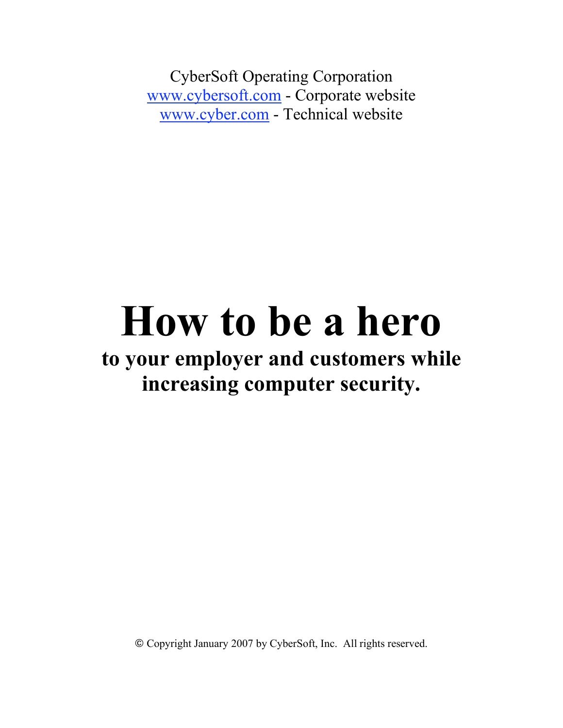CyberSoft Operating Corporation

[www.cybersoft.com](http://www.cybersoft.com) - Corporate website

[www.cyber.com](http://www.cyber.com) - Technical website

# How to be a hero

## to your employer and customers while increasing computer security.

© Copyright January 2007 by CyberSoft, Inc. All rights reserved.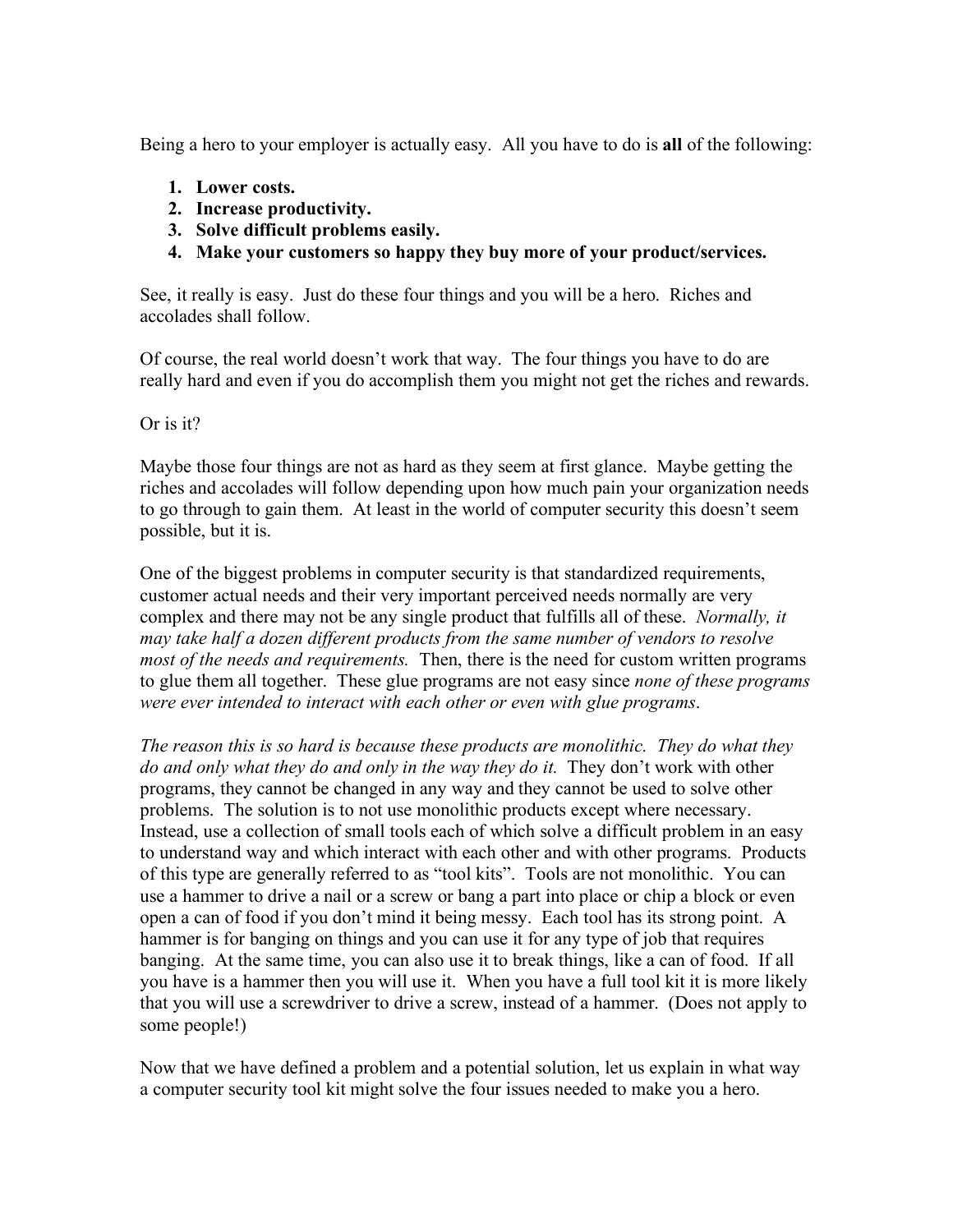Being a hero to your employer is actually easy. All you have to do is **all** of the following:

1. **Lower costs.**
2. **Increase productivity.**
3. **Solve difficult problems easily.**
4. **Make your customers so happy they buy more of your product/services.**

See, it really is easy. Just do these four things and you will be a hero. Riches and accolades shall follow.

Of course, the real world doesn't work that way. The four things you have to do are really hard and even if you do accomplish them you might not get the riches and rewards.

Or is it?

Maybe those four things are not as hard as they seem at first glance. Maybe getting the riches and accolades will follow depending upon how much pain your organization needs to go through to gain them. At least in the world of computer security this doesn't seem possible, but it is.

One of the biggest problems in computer security is that standardized requirements, customer actual needs and their very important perceived needs normally are very complex and there may not be any single product that fulfills all of these. *Normally, it may take half a dozen different products from the same number of vendors to resolve most of the needs and requirements.* Then, there is the need for custom written programs to glue them all together. These glue programs are not easy since *none of these programs were ever intended to interact with each other or even with glue programs*.

*The reason this is so hard is because these products are monolithic. They do what they do and only what they do and only in the way they do it.* They don't work with other programs, they cannot be changed in any way and they cannot be used to solve other problems. The solution is to not use monolithic products except where necessary. Instead, use a collection of small tools each of which solve a difficult problem in an easy to understand way and which interact with each other and with other programs. Products of this type are generally referred to as "tool kits". Tools are not monolithic. You can use a hammer to drive a nail or a screw or bang a part into place or chip a block or even open a can of food if you don't mind it being messy. Each tool has its strong point. A hammer is for banging on things and you can use it for any type of job that requires banging. At the same time, you can also use it to break things, like a can of food. If all you have is a hammer then you will use it. When you have a full tool kit it is more likely that you will use a screwdriver to drive a screw, instead of a hammer. (Does not apply to some people!)

Now that we have defined a problem and a potential solution, let us explain in what way a computer security tool kit might solve the four issues needed to make you a hero.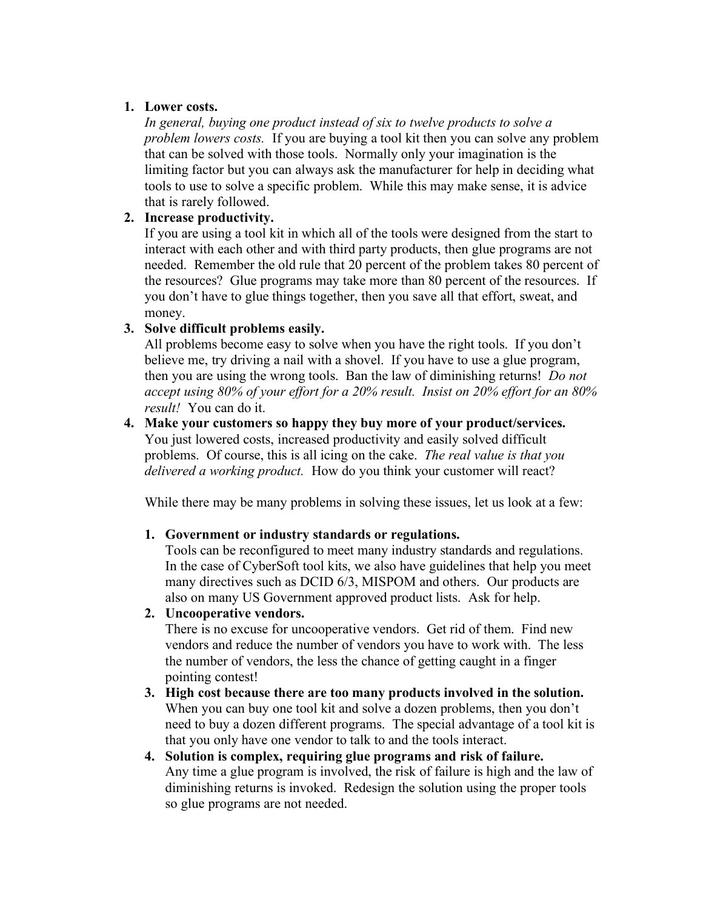1. **Lower costs.**
   *In general, buying one product instead of six to twelve products to solve a problem lowers costs.* If you are buying a tool kit then you can solve any problem that can be solved with those tools. Normally only your imagination is the limiting factor but you can always ask the manufacturer for help in deciding what tools to use to solve a specific problem. While this may make sense, it is advice that is rarely followed.
2. **Increase productivity.**
   If you are using a tool kit in which all of the tools were designed from the start to interact with each other and with third party products, then glue programs are not needed. Remember the old rule that 20 percent of the problem takes 80 percent of the resources? Glue programs may take more than 80 percent of the resources. If you don't have to glue things together, then you save all that effort, sweat, and money.
3. **Solve difficult problems easily.**
   All problems become easy to solve when you have the right tools. If you don't believe me, try driving a nail with a shovel. If you have to use a glue program, then you are using the wrong tools. Ban the law of diminishing returns! *Do not accept using 80% of your effort for a 20% result. Insist on 20% effort for an 80% result!* You can do it.
4. **Make your customers so happy they buy more of your product/services.**
   You just lowered costs, increased productivity and easily solved difficult problems. Of course, this is all icing on the cake. *The real value is that you delivered a working product.* How do you think your customer will react?

   While there may be many problems in solving these issues, let us look at a few:

   1. **Government or industry standards or regulations.**
      Tools can be reconfigured to meet many industry standards and regulations. In the case of CyberSoft tool kits, we also have guidelines that help you meet many directives such as DCID 6/3, MISPOM and others. Our products are also on many US Government approved product lists. Ask for help.
   2. **Uncooperative vendors.**
      There is no excuse for uncooperative vendors. Get rid of them. Find new vendors and reduce the number of vendors you have to work with. The less the number of vendors, the less the chance of getting caught in a finger pointing contest!
   3. **High cost because there are too many products involved in the solution.**
      When you can buy one tool kit and solve a dozen problems, then you don't need to buy a dozen different programs. The special advantage of a tool kit is that you only have one vendor to talk to and the tools interact.
   4. **Solution is complex, requiring glue programs and risk of failure.**
      Any time a glue program is involved, the risk of failure is high and the law of diminishing returns is invoked. Redesign the solution using the proper tools so glue programs are not needed.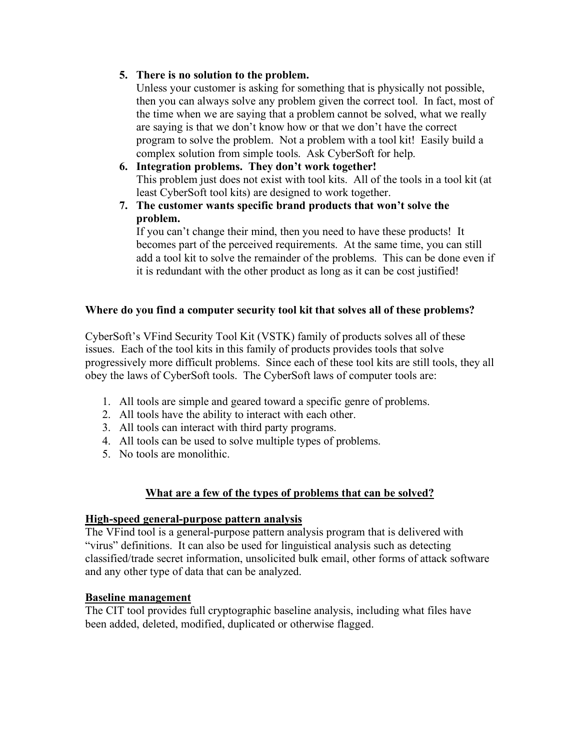5. **There is no solution to the problem.**
   Unless your customer is asking for something that is physically not possible, then you can always solve any problem given the correct tool. In fact, most of the time when we are saying that a problem cannot be solved, what we really are saying is that we don't know how or that we don't have the correct program to solve the problem. Not a problem with a tool kit! Easily build a complex solution from simple tools. Ask CyberSoft for help.
6. **Integration problems. They don't work together!**
   This problem just does not exist with tool kits. All of the tools in a tool kit (at least CyberSoft tool kits) are designed to work together.
7. **The customer wants specific brand products that won't solve the problem.**
   If you can't change their mind, then you need to have these products! It becomes part of the perceived requirements. At the same time, you can still add a tool kit to solve the remainder of the problems. This can be done even if it is redundant with the other product as long as it can be cost justified!

**Where do you find a computer security tool kit that solves all of these problems?**

CyberSoft's VFind Security Tool Kit (VSTK) family of products solves all of these issues. Each of the tool kits in this family of products provides tools that solve progressively more difficult problems. Since each of these tool kits are still tools, they all obey the laws of CyberSoft tools. The CyberSoft laws of computer tools are:

1. All tools are simple and geared toward a specific genre of problems.
2. All tools have the ability to interact with each other.
3. All tools can interact with third party programs.
4. All tools can be used to solve multiple types of problems.
5. No tools are monolithic.

## What are a few of the types of problems that can be solved?

### High-speed general-purpose pattern analysis

The VFind tool is a general-purpose pattern analysis program that is delivered with "virus" definitions. It can also be used for linguistical analysis such as detecting classified/trade secret information, unsolicited bulk email, other forms of attack software and any other type of data that can be analyzed.

### Baseline management

The CIT tool provides full cryptographic baseline analysis, including what files have been added, deleted, modified, duplicated or otherwise flagged.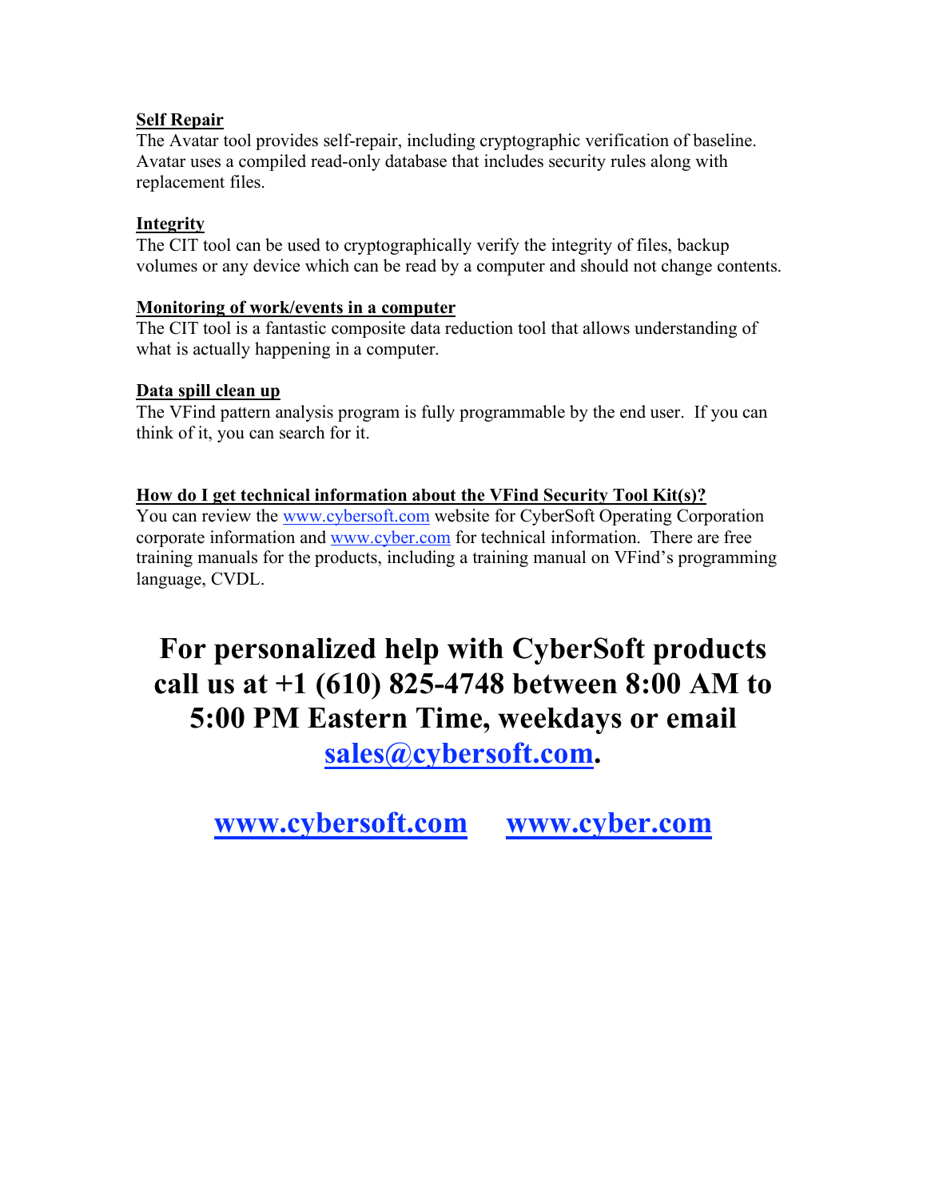**Self Repair**

The Avatar tool provides self-repair, including cryptographic verification of baseline. Avatar uses a compiled read-only database that includes security rules along with replacement files.

**Integrity**

The CIT tool can be used to cryptographically verify the integrity of files, backup volumes or any device which can be read by a computer and should not change contents.

**Monitoring of work/events in a computer**

The CIT tool is a fantastic composite data reduction tool that allows understanding of what is actually happening in a computer.

**Data spill clean up**

The VFind pattern analysis program is fully programmable by the end user. If you can think of it, you can search for it.

**How do I get technical information about the VFind Security Tool Kit(s)?**

You can review the www.cybersoft.com website for CyberSoft Operating Corporation corporate information and www.cyber.com for technical information. There are free training manuals for the products, including a training manual on VFind's programming language, CVDL.

# For personalized help with CyberSoft products call us at +1 (610) 825-4748 between 8:00 AM to 5:00 PM Eastern Time, weekdays or email sales@cybersoft.com.

## www.cybersoft.com www.cyber.com